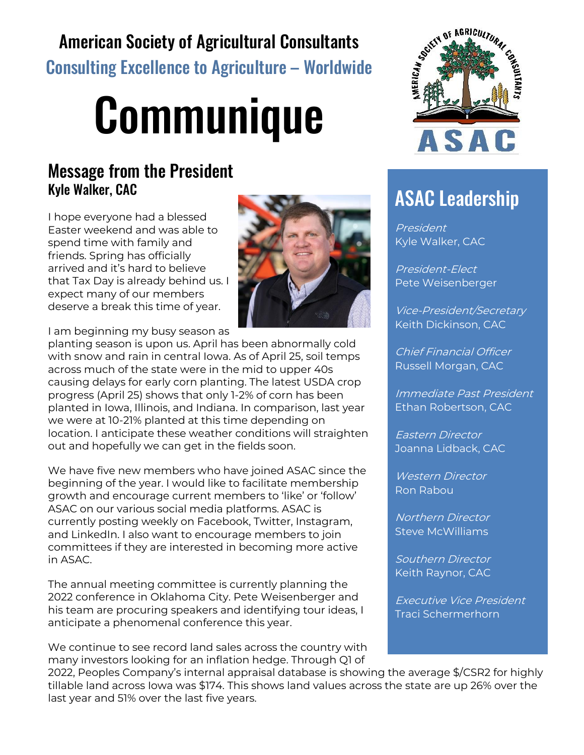# American Society of Agricultural Consultants

## Consulting Excellence to Agriculture – Worldwide

# Communique

## Message from the President

### Kyle Walker, CAC

I hope everyone had a blessed Easter weekend and was able to spend time with family and friends. Spring has officially arrived and it's hard to believe that Tax Day is already behind us. I expect many of our members deserve a break this time of year.

I am beginning my busy season as planting season is upon us. April has been abnormally cold with snow and rain in central Iowa. As of April 25, soil temps across much of the state were in the mid to upper 40s causing delays for early corn planting. The latest USDA crop progress (April 25) shows that only 1-2% of corn has been planted in Iowa, Illinois, and Indiana. In comparison, last year we were at 10-21% planted at this time depending on location. I anticipate these weather conditions will straighten out and hopefully we can get in the fields soon.

We have five new members who have joined ASAC since the beginning of the year. I would like to facilitate membership growth and encourage current members to 'like' or 'follow' ASAC on our various social media platforms. ASAC is currently posting weekly on Facebook, Twitter, Instagram, and LinkedIn. I also want to encourage members to join committees if they are interested in becoming more active in ASAC.

The annual meeting committee is currently planning the 2022 conference in Oklahoma City. Pete Weisenberger and his team are procuring speakers and identifying tour ideas, I anticipate a phenomenal conference this year.

We continue to see record land sales across the country with many investors looking for an inflation hedge. Through Q1 of 2022, Peoples Company's internal appraisal database is showing the average $/CSR2 for highly tillable land across Iowa was $174. This shows land values across the state are up 26% over the last year and 51% over the last five years.

## ASAC Leadership

*President*
Kyle Walker, CAC

*President-Elect*
Pete Weisenberger

*Vice-President/Secretary*
Keith Dickinson, CAC

*Chief Financial Officer*
Russell Morgan, CAC

*Immediate Past President*
Ethan Robertson, CAC

*Eastern Director*
Joanna Lidback, CAC

*Western Director*
Ron Rabou

*Northern Director*
Steve McWilliams

*Southern Director*
Keith Raynor, CAC

*Executive Vice President*
Traci Schermerhorn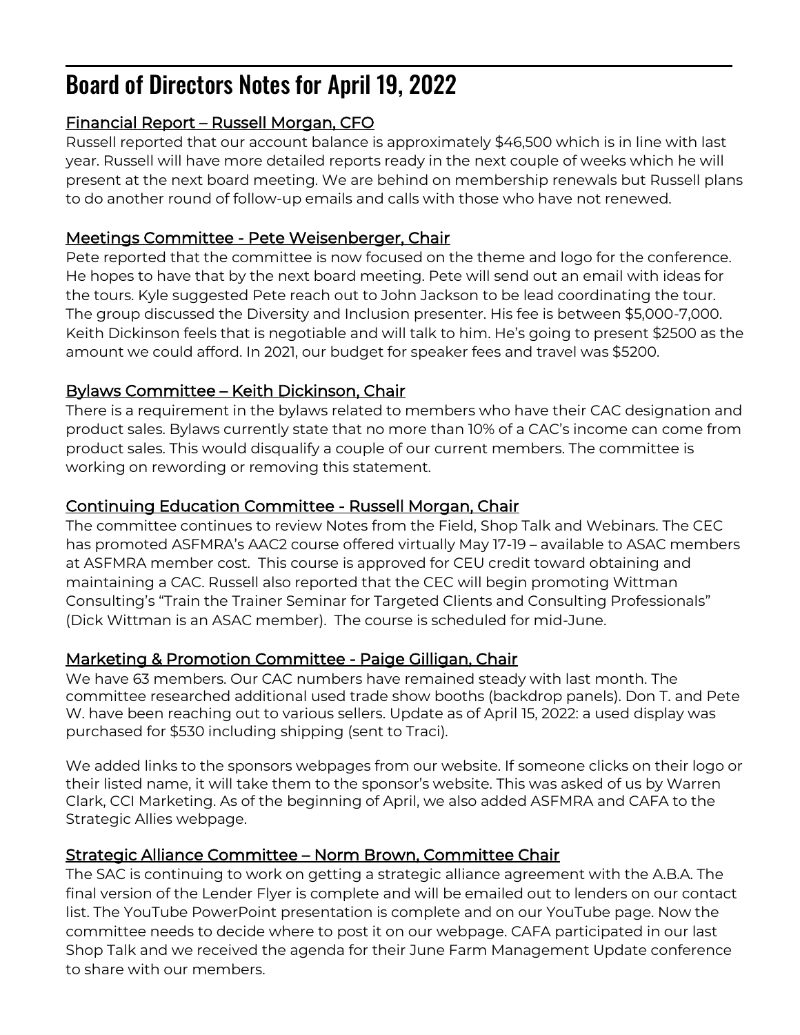# Board of Directors Notes for April 19, 2022

## Financial Report – Russell Morgan, CFO

Russell reported that our account balance is approximately $46,500 which is in line with last year. Russell will have more detailed reports ready in the next couple of weeks which he will present at the next board meeting. We are behind on membership renewals but Russell plans to do another round of follow-up emails and calls with those who have not renewed.

## Meetings Committee - Pete Weisenberger, Chair

Pete reported that the committee is now focused on the theme and logo for the conference. He hopes to have that by the next board meeting. Pete will send out an email with ideas for the tours. Kyle suggested Pete reach out to John Jackson to be lead coordinating the tour. The group discussed the Diversity and Inclusion presenter. His fee is between $5,000-7,000. Keith Dickinson feels that is negotiable and will talk to him. He's going to present $2500 as the amount we could afford. In 2021, our budget for speaker fees and travel was $5200.

## Bylaws Committee – Keith Dickinson, Chair

There is a requirement in the bylaws related to members who have their CAC designation and product sales. Bylaws currently state that no more than 10% of a CAC's income can come from product sales. This would disqualify a couple of our current members. The committee is working on rewording or removing this statement.

## Continuing Education Committee - Russell Morgan, Chair

The committee continues to review Notes from the Field, Shop Talk and Webinars. The CEC has promoted ASFMRA's AAC2 course offered virtually May 17-19 – available to ASAC members at ASFMRA member cost. This course is approved for CEU credit toward obtaining and maintaining a CAC. Russell also reported that the CEC will begin promoting Wittman Consulting's "Train the Trainer Seminar for Targeted Clients and Consulting Professionals" (Dick Wittman is an ASAC member). The course is scheduled for mid-June.

## Marketing & Promotion Committee - Paige Gilligan, Chair

We have 63 members. Our CAC numbers have remained steady with last month. The committee researched additional used trade show booths (backdrop panels). Don T. and Pete W. have been reaching out to various sellers. Update as of April 15, 2022: a used display was purchased for $530 including shipping (sent to Traci).

We added links to the sponsors webpages from our website. If someone clicks on their logo or their listed name, it will take them to the sponsor's website. This was asked of us by Warren Clark, CCI Marketing. As of the beginning of April, we also added ASFMRA and CAFA to the Strategic Allies webpage.

## Strategic Alliance Committee – Norm Brown, Committee Chair

The SAC is continuing to work on getting a strategic alliance agreement with the A.B.A. The final version of the Lender Flyer is complete and will be emailed out to lenders on our contact list. The YouTube PowerPoint presentation is complete and on our YouTube page. Now the committee needs to decide where to post it on our webpage. CAFA participated in our last Shop Talk and we received the agenda for their June Farm Management Update conference to share with our members.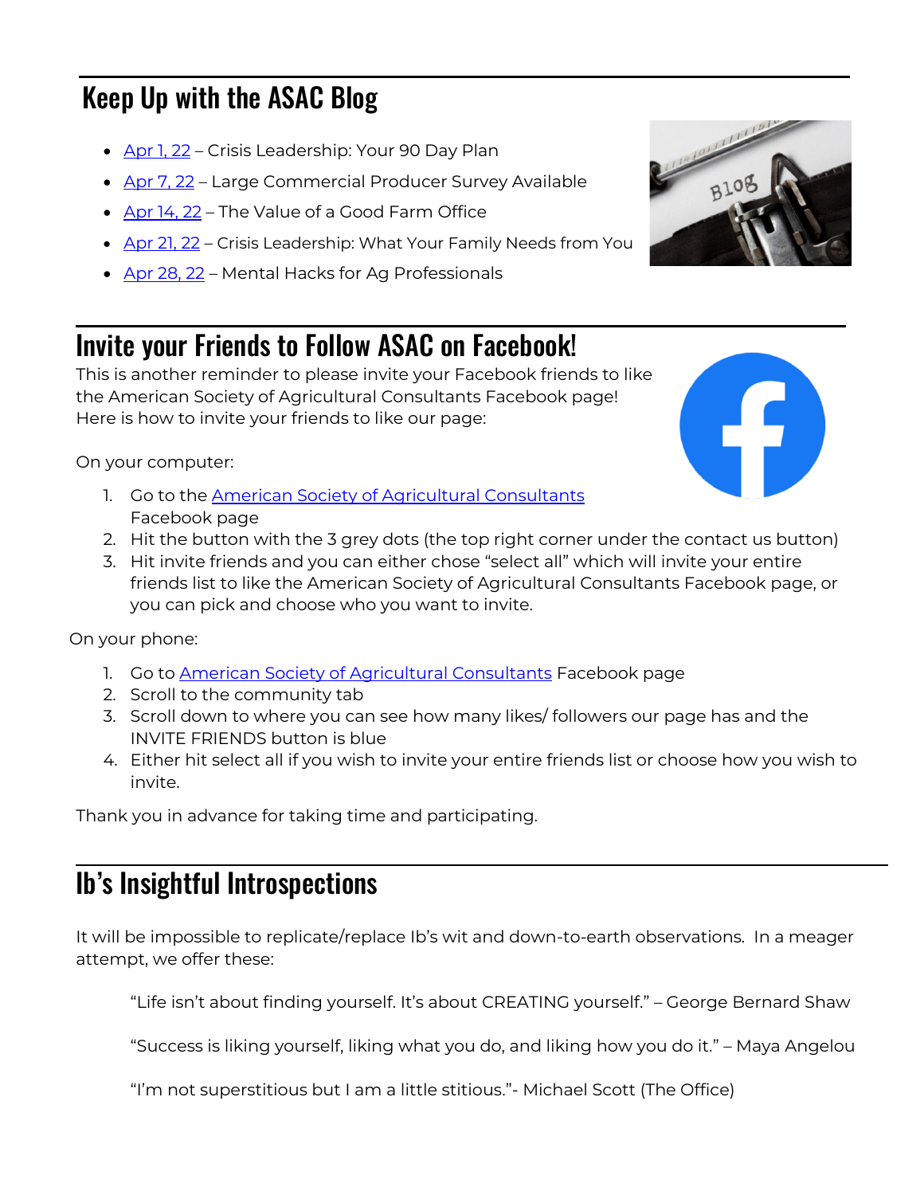## Keep Up with the ASAC Blog

- Apr 1, 22 – Crisis Leadership: Your 90 Day Plan
- Apr 7, 22 – Large Commercial Producer Survey Available
- Apr 14, 22 – The Value of a Good Farm Office
- Apr 21, 22 – Crisis Leadership: What Your Family Needs from You
- Apr 28, 22 – Mental Hacks for Ag Professionals

## Invite your Friends to Follow ASAC on Facebook!

This is another reminder to please invite your Facebook friends to like the American Society of Agricultural Consultants Facebook page! Here is how to invite your friends to like our page:

On your computer:

1. Go to the American Society of Agricultural Consultants Facebook page
2. Hit the button with the 3 grey dots (the top right corner under the contact us button)
3. Hit invite friends and you can either chose "select all" which will invite your entire friends list to like the American Society of Agricultural Consultants Facebook page, or you can pick and choose who you want to invite.

On your phone:

1. Go to American Society of Agricultural Consultants Facebook page
2. Scroll to the community tab
3. Scroll down to where you can see how many likes/ followers our page has and the INVITE FRIENDS button is blue
4. Either hit select all if you wish to invite your entire friends list or choose how you wish to invite.

Thank you in advance for taking time and participating.

## Ib's Insightful Introspections

It will be impossible to replicate/replace Ib's wit and down-to-earth observations. In a meager attempt, we offer these:

> "Life isn't about finding yourself. It's about CREATING yourself." – George Bernard Shaw

> "Success is liking yourself, liking what you do, and liking how you do it." – Maya Angelou

> "I'm not superstitious but I am a little stitious."- Michael Scott (The Office)